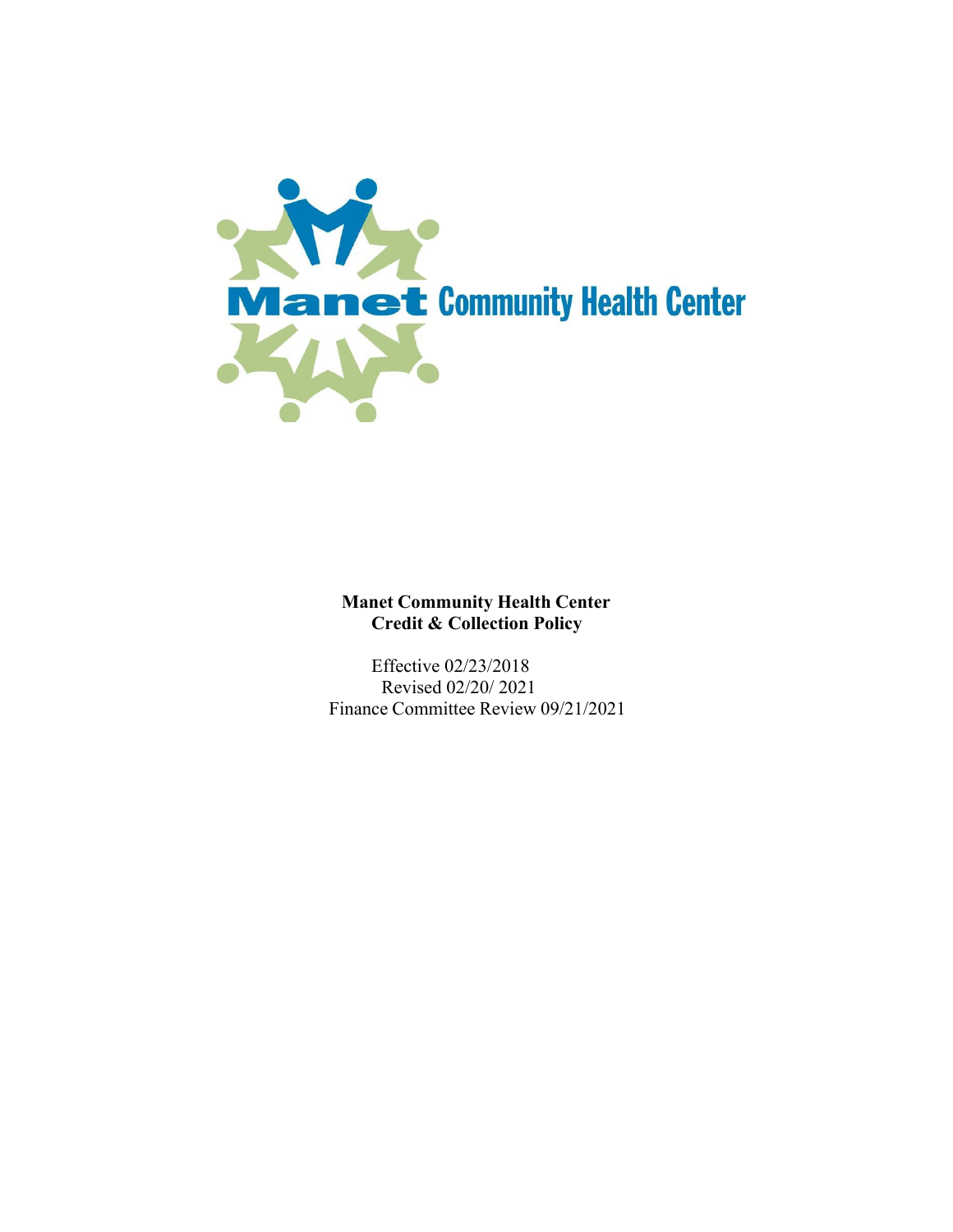Manet Community Health Center

# Manet Community Health Center
# Credit & Collection Policy

Effective 02/23/2018

Revised 02/20/ 2021

Finance Committee Review 09/21/2021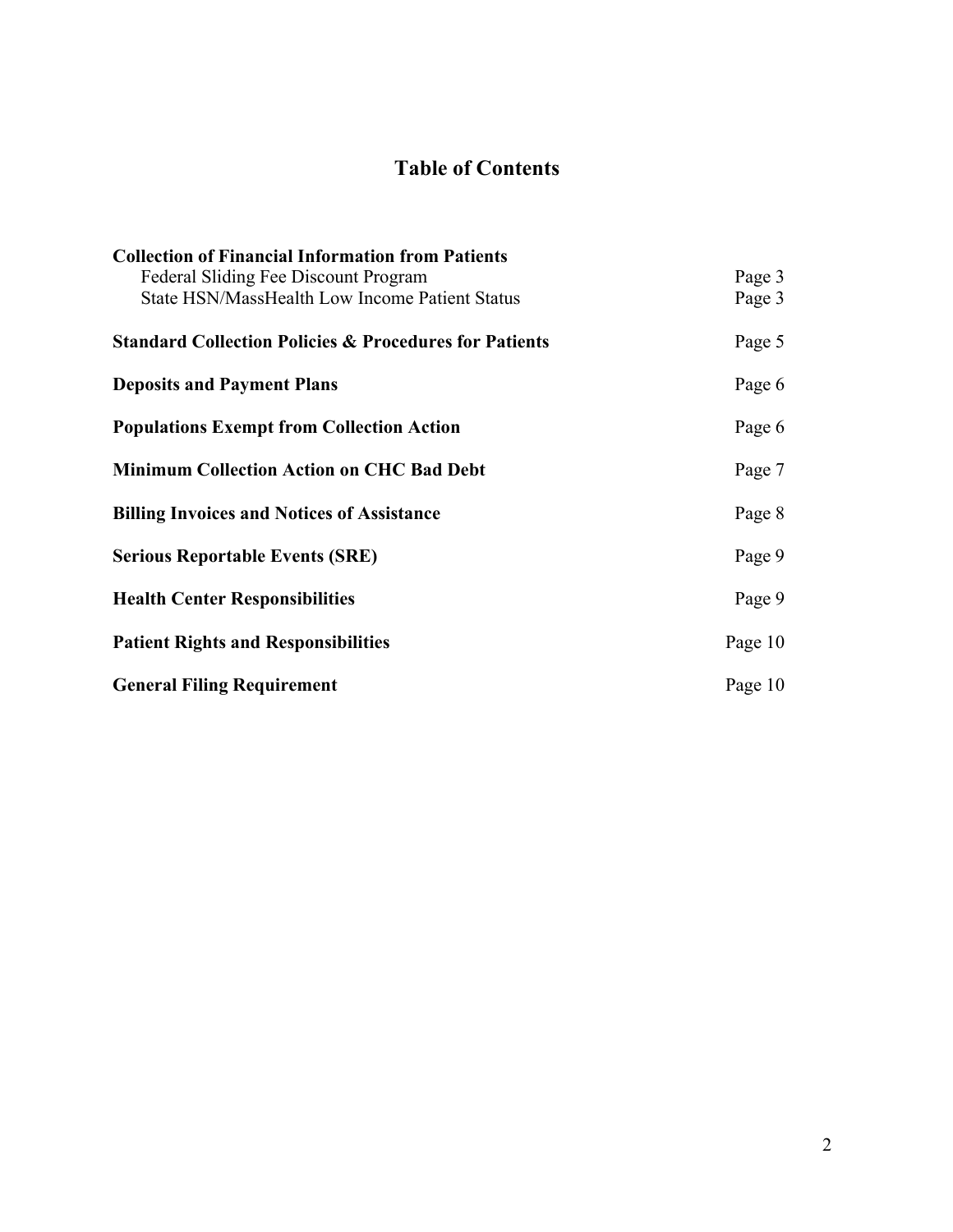# Table of Contents

| | |
|---|---|
| **Collection of Financial Information from Patients** | |
| Federal Sliding Fee Discount Program | Page 3 |
| State HSN/MassHealth Low Income Patient Status | Page 3 |
| **Standard Collection Policies & Procedures for Patients** | Page 5 |
| **Deposits and Payment Plans** | Page 6 |
| **Populations Exempt from Collection Action** | Page 6 |
| **Minimum Collection Action on CHC Bad Debt** | Page 7 |
| **Billing Invoices and Notices of Assistance** | Page 8 |
| **Serious Reportable Events (SRE)** | Page 9 |
| **Health Center Responsibilities** | Page 9 |
| **Patient Rights and Responsibilities** | Page 10 |
| **General Filing Requirement** | Page 10 |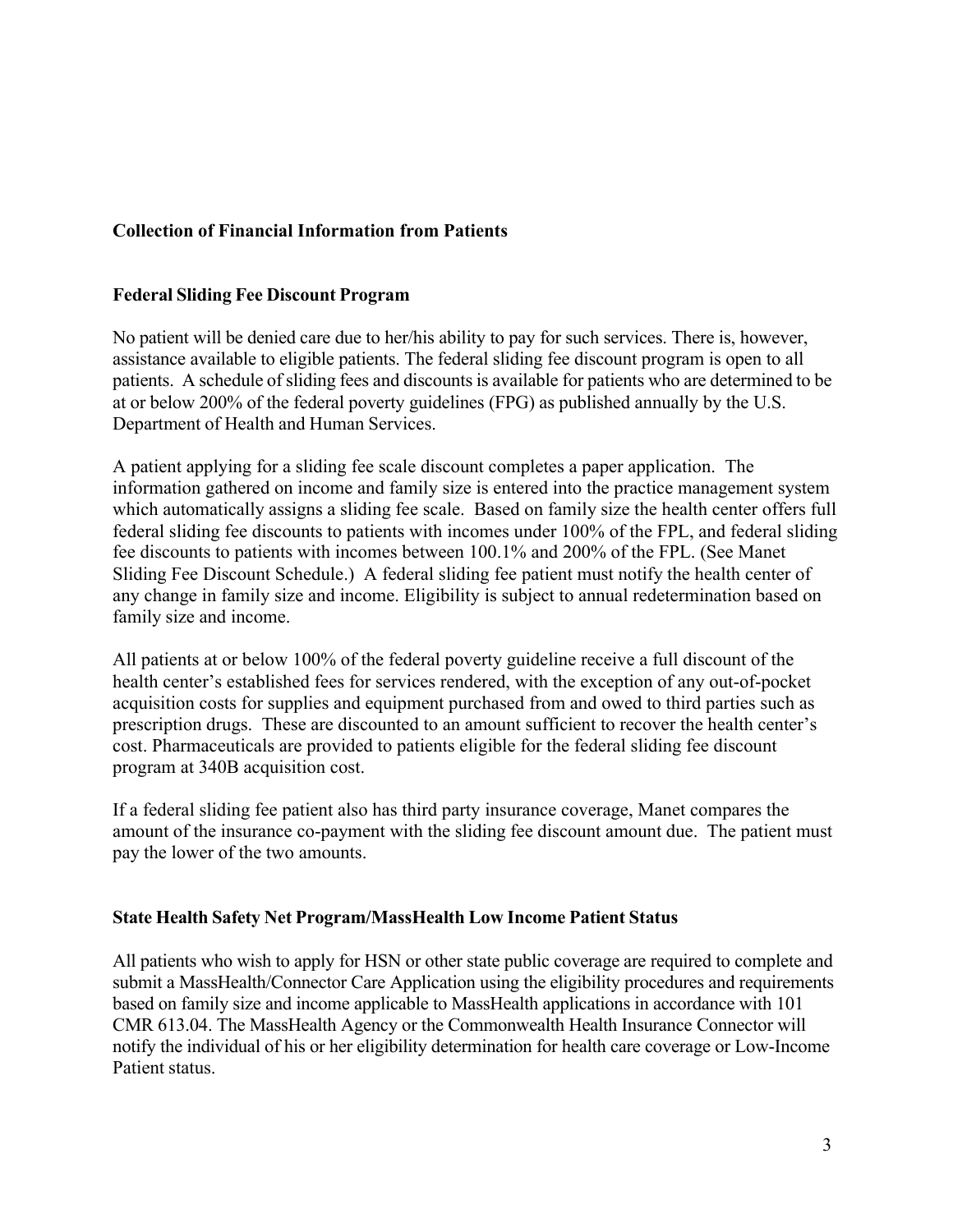**Collection of Financial Information from Patients**

**Federal Sliding Fee Discount Program**

No patient will be denied care due to her/his ability to pay for such services. There is, however, assistance available to eligible patients. The federal sliding fee discount program is open to all patients. A schedule of sliding fees and discounts is available for patients who are determined to be at or below 200% of the federal poverty guidelines (FPG) as published annually by the U.S. Department of Health and Human Services.

A patient applying for a sliding fee scale discount completes a paper application. The information gathered on income and family size is entered into the practice management system which automatically assigns a sliding fee scale. Based on family size the health center offers full federal sliding fee discounts to patients with incomes under 100% of the FPL, and federal sliding fee discounts to patients with incomes between 100.1% and 200% of the FPL. (See Manet Sliding Fee Discount Schedule.) A federal sliding fee patient must notify the health center of any change in family size and income. Eligibility is subject to annual redetermination based on family size and income.

All patients at or below 100% of the federal poverty guideline receive a full discount of the health center's established fees for services rendered, with the exception of any out-of-pocket acquisition costs for supplies and equipment purchased from and owed to third parties such as prescription drugs. These are discounted to an amount sufficient to recover the health center's cost. Pharmaceuticals are provided to patients eligible for the federal sliding fee discount program at 340B acquisition cost.

If a federal sliding fee patient also has third party insurance coverage, Manet compares the amount of the insurance co-payment with the sliding fee discount amount due. The patient must pay the lower of the two amounts.

**State Health Safety Net Program/MassHealth Low Income Patient Status**

All patients who wish to apply for HSN or other state public coverage are required to complete and submit a MassHealth/Connector Care Application using the eligibility procedures and requirements based on family size and income applicable to MassHealth applications in accordance with 101 CMR 613.04. The MassHealth Agency or the Commonwealth Health Insurance Connector will notify the individual of his or her eligibility determination for health care coverage or Low-Income Patient status.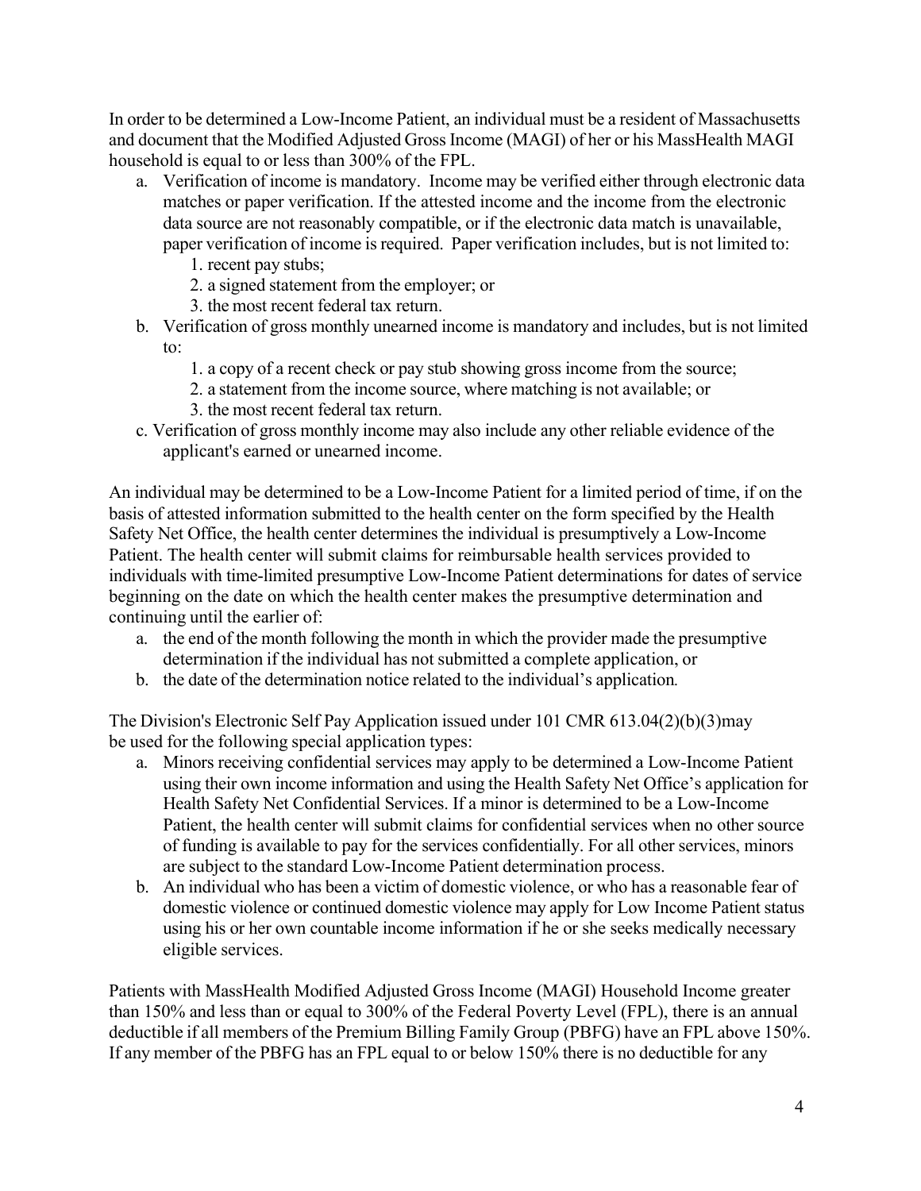In order to be determined a Low-Income Patient, an individual must be a resident of Massachusetts and document that the Modified Adjusted Gross Income (MAGI) of her or his MassHealth MAGI household is equal to or less than 300% of the FPL.

a. Verification of income is mandatory. Income may be verified either through electronic data matches or paper verification. If the attested income and the income from the electronic data source are not reasonably compatible, or if the electronic data match is unavailable, paper verification of income is required. Paper verification includes, but is not limited to:
    1. recent pay stubs;
    2. a signed statement from the employer; or
    3. the most recent federal tax return.
b. Verification of gross monthly unearned income is mandatory and includes, but is not limited to:
    1. a copy of a recent check or pay stub showing gross income from the source;
    2. a statement from the income source, where matching is not available; or
    3. the most recent federal tax return.
c. Verification of gross monthly income may also include any other reliable evidence of the applicant's earned or unearned income.

An individual may be determined to be a Low-Income Patient for a limited period of time, if on the basis of attested information submitted to the health center on the form specified by the Health Safety Net Office, the health center determines the individual is presumptively a Low-Income Patient. The health center will submit claims for reimbursable health services provided to individuals with time-limited presumptive Low-Income Patient determinations for dates of service beginning on the date on which the health center makes the presumptive determination and continuing until the earlier of:

a. the end of the month following the month in which the provider made the presumptive determination if the individual has not submitted a complete application, or
b. the date of the determination notice related to the individual's application*.*

The Division's Electronic Self Pay Application issued under 101 CMR 613.04(2)(b)(3)may be used for the following special application types:

a. Minors receiving confidential services may apply to be determined a Low-Income Patient using their own income information and using the Health Safety Net Office's application for Health Safety Net Confidential Services. If a minor is determined to be a Low-Income Patient, the health center will submit claims for confidential services when no other source of funding is available to pay for the services confidentially. For all other services, minors are subject to the standard Low-Income Patient determination process.
b. An individual who has been a victim of domestic violence, or who has a reasonable fear of domestic violence or continued domestic violence may apply for Low Income Patient status using his or her own countable income information if he or she seeks medically necessary eligible services.

Patients with MassHealth Modified Adjusted Gross Income (MAGI) Household Income greater than 150% and less than or equal to 300% of the Federal Poverty Level (FPL), there is an annual deductible if all members of the Premium Billing Family Group (PBFG) have an FPL above 150%. If any member of the PBFG has an FPL equal to or below 150% there is no deductible for any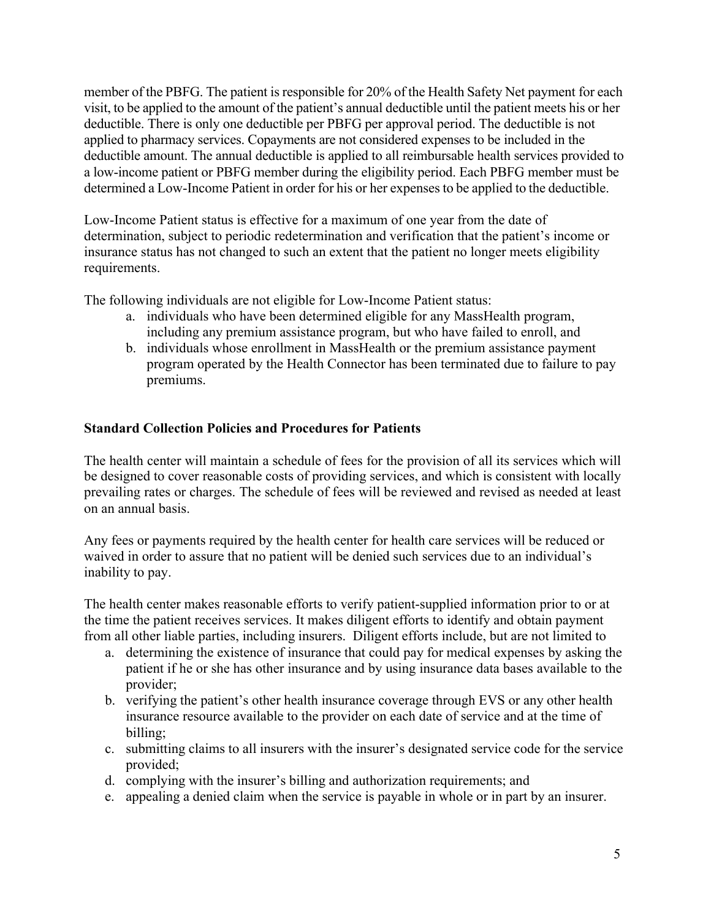member of the PBFG. The patient is responsible for 20% of the Health Safety Net payment for each visit, to be applied to the amount of the patient's annual deductible until the patient meets his or her deductible. There is only one deductible per PBFG per approval period. The deductible is not applied to pharmacy services. Copayments are not considered expenses to be included in the deductible amount. The annual deductible is applied to all reimbursable health services provided to a low-income patient or PBFG member during the eligibility period. Each PBFG member must be determined a Low-Income Patient in order for his or her expenses to be applied to the deductible.

Low-Income Patient status is effective for a maximum of one year from the date of determination, subject to periodic redetermination and verification that the patient's income or insurance status has not changed to such an extent that the patient no longer meets eligibility requirements.

The following individuals are not eligible for Low-Income Patient status:

a. individuals who have been determined eligible for any MassHealth program, including any premium assistance program, but who have failed to enroll, and
b. individuals whose enrollment in MassHealth or the premium assistance payment program operated by the Health Connector has been terminated due to failure to pay premiums.

**Standard Collection Policies and Procedures for Patients**

The health center will maintain a schedule of fees for the provision of all its services which will be designed to cover reasonable costs of providing services, and which is consistent with locally prevailing rates or charges. The schedule of fees will be reviewed and revised as needed at least on an annual basis.

Any fees or payments required by the health center for health care services will be reduced or waived in order to assure that no patient will be denied such services due to an individual's inability to pay.

The health center makes reasonable efforts to verify patient-supplied information prior to or at the time the patient receives services. It makes diligent efforts to identify and obtain payment from all other liable parties, including insurers. Diligent efforts include, but are not limited to

a. determining the existence of insurance that could pay for medical expenses by asking the patient if he or she has other insurance and by using insurance data bases available to the provider;
b. verifying the patient's other health insurance coverage through EVS or any other health insurance resource available to the provider on each date of service and at the time of billing;
c. submitting claims to all insurers with the insurer's designated service code for the service provided;
d. complying with the insurer's billing and authorization requirements; and
e. appealing a denied claim when the service is payable in whole or in part by an insurer.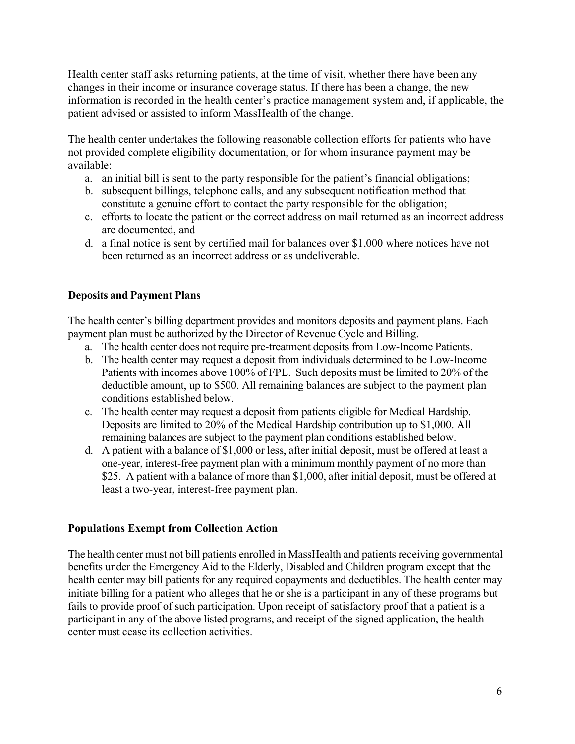Health center staff asks returning patients, at the time of visit, whether there have been any changes in their income or insurance coverage status. If there has been a change, the new information is recorded in the health center's practice management system and, if applicable, the patient advised or assisted to inform MassHealth of the change.

The health center undertakes the following reasonable collection efforts for patients who have not provided complete eligibility documentation, or for whom insurance payment may be available:

a. an initial bill is sent to the party responsible for the patient's financial obligations;
b. subsequent billings, telephone calls, and any subsequent notification method that constitute a genuine effort to contact the party responsible for the obligation;
c. efforts to locate the patient or the correct address on mail returned as an incorrect address are documented, and
d. a final notice is sent by certified mail for balances over $1,000 where notices have not been returned as an incorrect address or as undeliverable.

**Deposits and Payment Plans**

The health center's billing department provides and monitors deposits and payment plans. Each payment plan must be authorized by the Director of Revenue Cycle and Billing.

a. The health center does not require pre-treatment deposits from Low-Income Patients.
b. The health center may request a deposit from individuals determined to be Low-Income Patients with incomes above 100% of FPL. Such deposits must be limited to 20% of the deductible amount, up to $500. All remaining balances are subject to the payment plan conditions established below.
c. The health center may request a deposit from patients eligible for Medical Hardship. Deposits are limited to 20% of the Medical Hardship contribution up to $1,000. All remaining balances are subject to the payment plan conditions established below.
d. A patient with a balance of $1,000 or less, after initial deposit, must be offered at least a one-year, interest-free payment plan with a minimum monthly payment of no more than $25. A patient with a balance of more than $1,000, after initial deposit, must be offered at least a two-year, interest-free payment plan.

**Populations Exempt from Collection Action**

The health center must not bill patients enrolled in MassHealth and patients receiving governmental benefits under the Emergency Aid to the Elderly, Disabled and Children program except that the health center may bill patients for any required copayments and deductibles. The health center may initiate billing for a patient who alleges that he or she is a participant in any of these programs but fails to provide proof of such participation. Upon receipt of satisfactory proof that a patient is a participant in any of the above listed programs, and receipt of the signed application, the health center must cease its collection activities.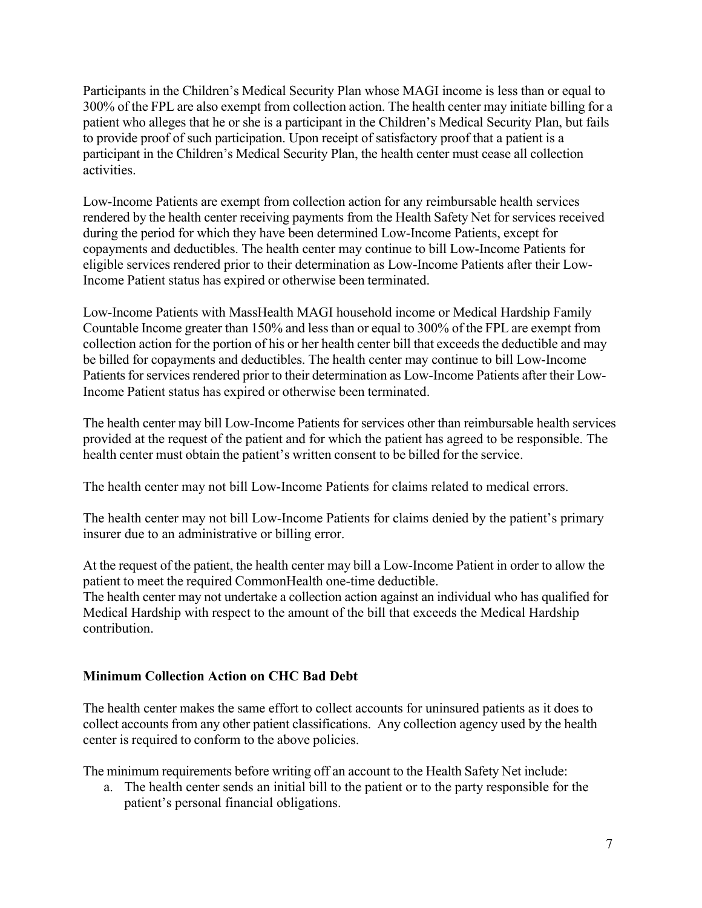Participants in the Children's Medical Security Plan whose MAGI income is less than or equal to 300% of the FPL are also exempt from collection action. The health center may initiate billing for a patient who alleges that he or she is a participant in the Children's Medical Security Plan, but fails to provide proof of such participation. Upon receipt of satisfactory proof that a patient is a participant in the Children's Medical Security Plan, the health center must cease all collection activities.

Low-Income Patients are exempt from collection action for any reimbursable health services rendered by the health center receiving payments from the Health Safety Net for services received during the period for which they have been determined Low-Income Patients, except for copayments and deductibles. The health center may continue to bill Low-Income Patients for eligible services rendered prior to their determination as Low-Income Patients after their Low-Income Patient status has expired or otherwise been terminated.

Low-Income Patients with MassHealth MAGI household income or Medical Hardship Family Countable Income greater than 150% and less than or equal to 300% of the FPL are exempt from collection action for the portion of his or her health center bill that exceeds the deductible and may be billed for copayments and deductibles. The health center may continue to bill Low-Income Patients for services rendered prior to their determination as Low-Income Patients after their Low-Income Patient status has expired or otherwise been terminated.

The health center may bill Low-Income Patients for services other than reimbursable health services provided at the request of the patient and for which the patient has agreed to be responsible. The health center must obtain the patient's written consent to be billed for the service.

The health center may not bill Low-Income Patients for claims related to medical errors.

The health center may not bill Low-Income Patients for claims denied by the patient's primary insurer due to an administrative or billing error.

At the request of the patient, the health center may bill a Low-Income Patient in order to allow the patient to meet the required CommonHealth one-time deductible.
The health center may not undertake a collection action against an individual who has qualified for Medical Hardship with respect to the amount of the bill that exceeds the Medical Hardship contribution.

**Minimum Collection Action on CHC Bad Debt**

The health center makes the same effort to collect accounts for uninsured patients as it does to collect accounts from any other patient classifications. Any collection agency used by the health center is required to conform to the above policies.

The minimum requirements before writing off an account to the Health Safety Net include:

a. The health center sends an initial bill to the patient or to the party responsible for the patient's personal financial obligations.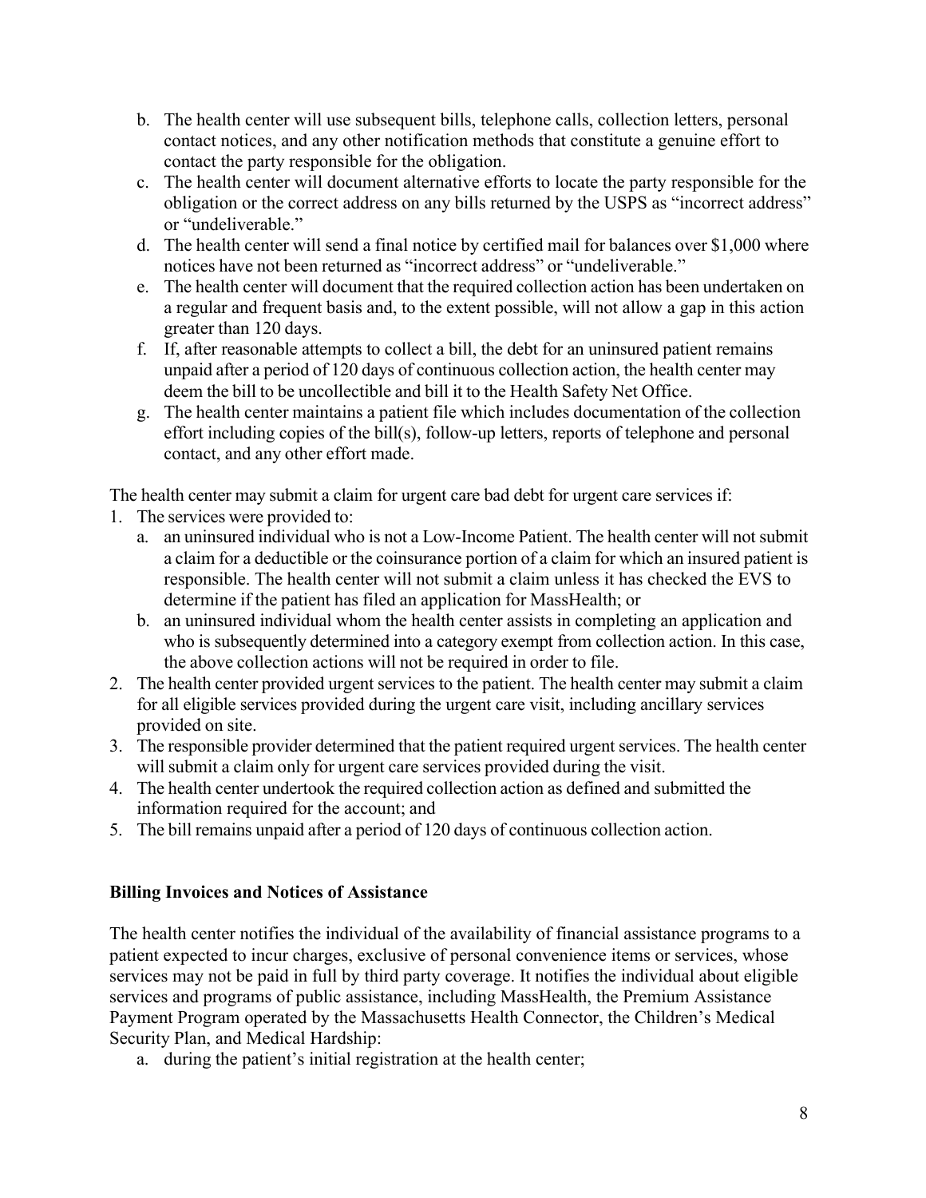b. The health center will use subsequent bills, telephone calls, collection letters, personal contact notices, and any other notification methods that constitute a genuine effort to contact the party responsible for the obligation.
c. The health center will document alternative efforts to locate the party responsible for the obligation or the correct address on any bills returned by the USPS as "incorrect address" or "undeliverable."
d. The health center will send a final notice by certified mail for balances over $1,000 where notices have not been returned as "incorrect address" or "undeliverable."
e. The health center will document that the required collection action has been undertaken on a regular and frequent basis and, to the extent possible, will not allow a gap in this action greater than 120 days.
f. If, after reasonable attempts to collect a bill, the debt for an uninsured patient remains unpaid after a period of 120 days of continuous collection action, the health center may deem the bill to be uncollectible and bill it to the Health Safety Net Office.
g. The health center maintains a patient file which includes documentation of the collection effort including copies of the bill(s), follow-up letters, reports of telephone and personal contact, and any other effort made.

The health center may submit a claim for urgent care bad debt for urgent care services if:

1. The services were provided to:
   a. an uninsured individual who is not a Low-Income Patient. The health center will not submit a claim for a deductible or the coinsurance portion of a claim for which an insured patient is responsible. The health center will not submit a claim unless it has checked the EVS to determine if the patient has filed an application for MassHealth; or
   b. an uninsured individual whom the health center assists in completing an application and who is subsequently determined into a category exempt from collection action. In this case, the above collection actions will not be required in order to file.
2. The health center provided urgent services to the patient. The health center may submit a claim for all eligible services provided during the urgent care visit, including ancillary services provided on site.
3. The responsible provider determined that the patient required urgent services. The health center will submit a claim only for urgent care services provided during the visit.
4. The health center undertook the required collection action as defined and submitted the information required for the account; and
5. The bill remains unpaid after a period of 120 days of continuous collection action.

**Billing Invoices and Notices of Assistance**

The health center notifies the individual of the availability of financial assistance programs to a patient expected to incur charges, exclusive of personal convenience items or services, whose services may not be paid in full by third party coverage. It notifies the individual about eligible services and programs of public assistance, including MassHealth, the Premium Assistance Payment Program operated by the Massachusetts Health Connector, the Children's Medical Security Plan, and Medical Hardship:

a. during the patient's initial registration at the health center;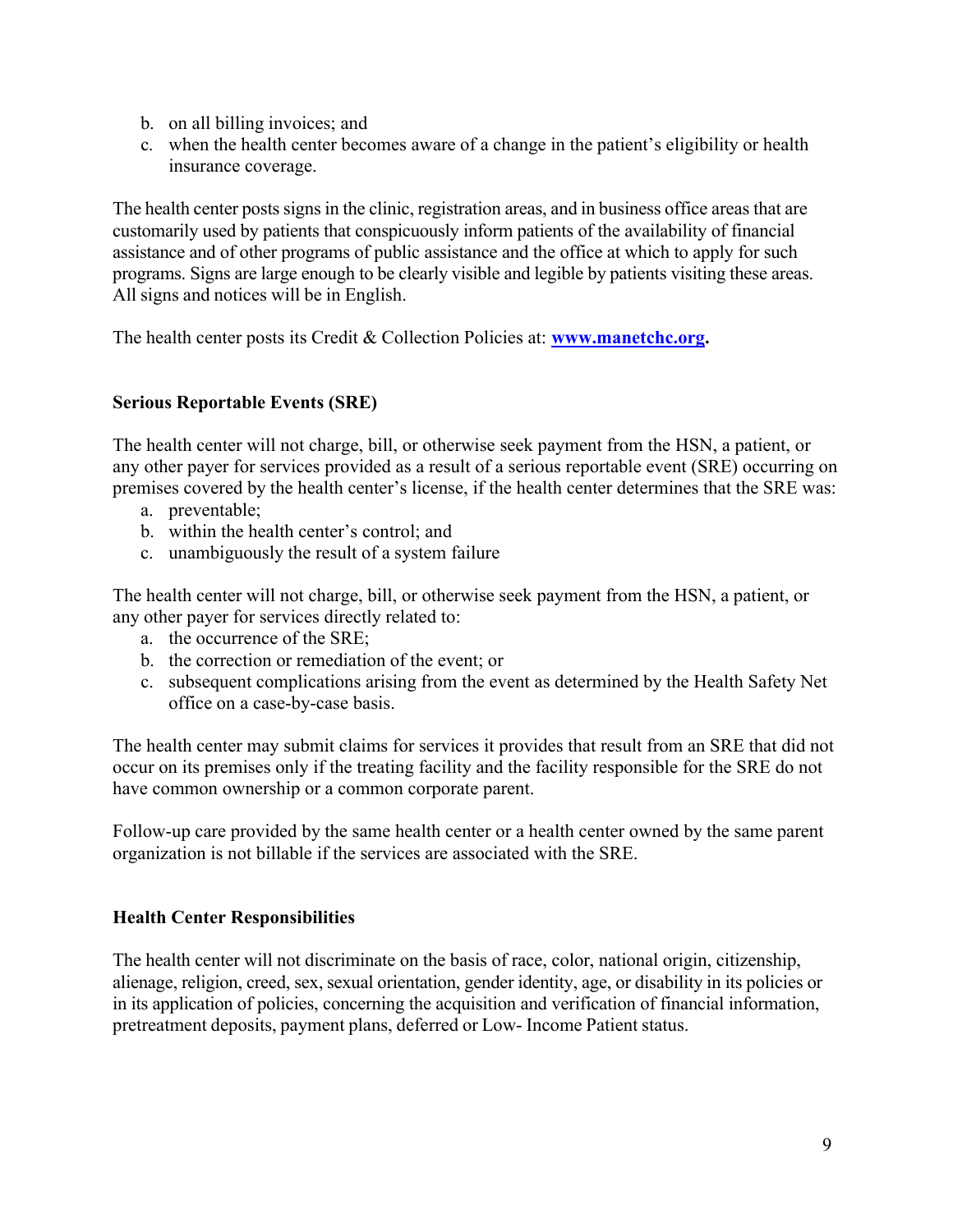b. on all billing invoices; and
c. when the health center becomes aware of a change in the patient's eligibility or health insurance coverage.

The health center posts signs in the clinic, registration areas, and in business office areas that are customarily used by patients that conspicuously inform patients of the availability of financial assistance and of other programs of public assistance and the office at which to apply for such programs. Signs are large enough to be clearly visible and legible by patients visiting these areas. All signs and notices will be in English.

The health center posts its Credit & Collection Policies at: **www.manetchc.org.**

### Serious Reportable Events (SRE)

The health center will not charge, bill, or otherwise seek payment from the HSN, a patient, or any other payer for services provided as a result of a serious reportable event (SRE) occurring on premises covered by the health center's license, if the health center determines that the SRE was:

a. preventable;
b. within the health center's control; and
c. unambiguously the result of a system failure

The health center will not charge, bill, or otherwise seek payment from the HSN, a patient, or any other payer for services directly related to:

a. the occurrence of the SRE;
b. the correction or remediation of the event; or
c. subsequent complications arising from the event as determined by the Health Safety Net office on a case-by-case basis.

The health center may submit claims for services it provides that result from an SRE that did not occur on its premises only if the treating facility and the facility responsible for the SRE do not have common ownership or a common corporate parent.

Follow-up care provided by the same health center or a health center owned by the same parent organization is not billable if the services are associated with the SRE.

### Health Center Responsibilities

The health center will not discriminate on the basis of race, color, national origin, citizenship, alienage, religion, creed, sex, sexual orientation, gender identity, age, or disability in its policies or in its application of policies, concerning the acquisition and verification of financial information, pretreatment deposits, payment plans, deferred or Low- Income Patient status.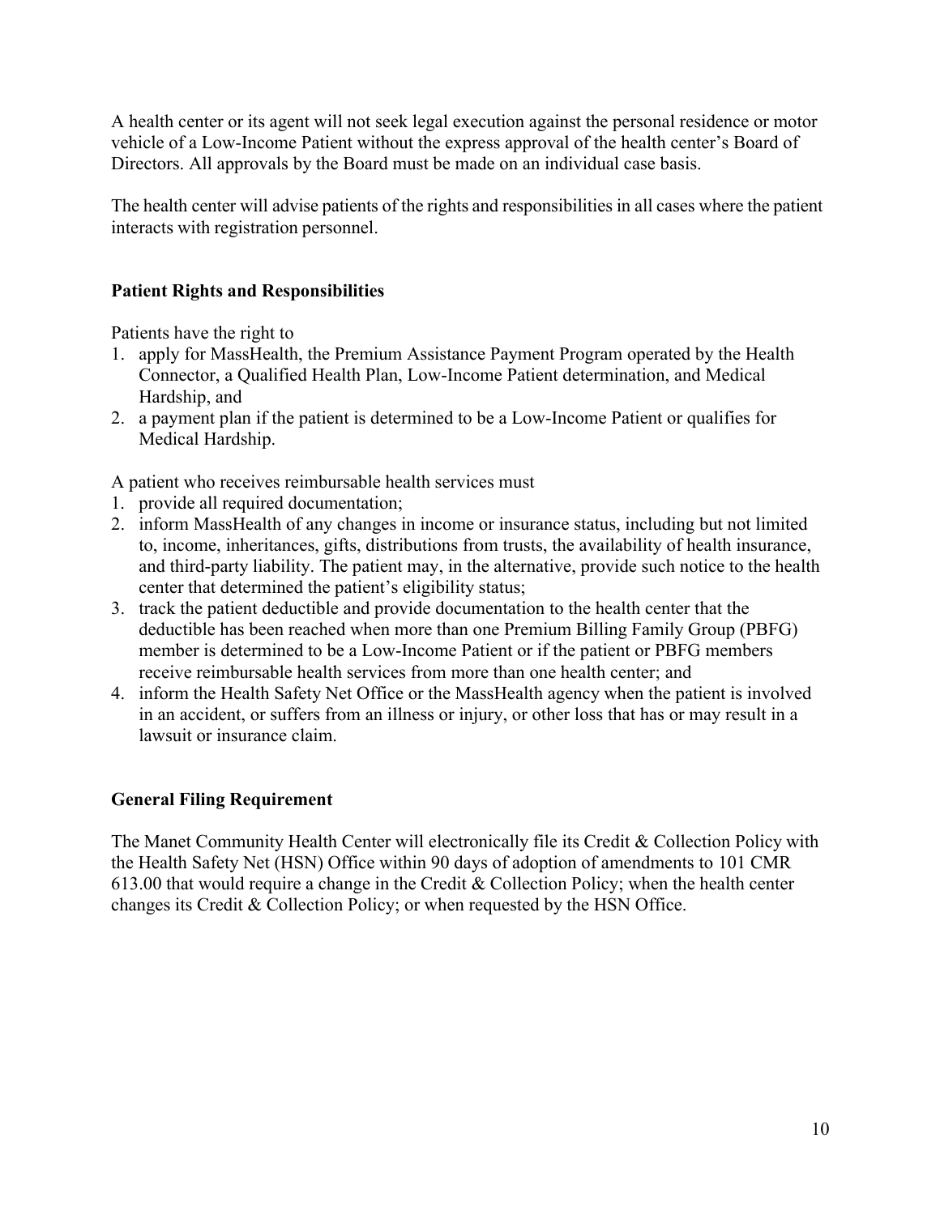A health center or its agent will not seek legal execution against the personal residence or motor vehicle of a Low-Income Patient without the express approval of the health center's Board of Directors. All approvals by the Board must be made on an individual case basis.

The health center will advise patients of the rights and responsibilities in all cases where the patient interacts with registration personnel.

### Patient Rights and Responsibilities

Patients have the right to

1. apply for MassHealth, the Premium Assistance Payment Program operated by the Health Connector, a Qualified Health Plan, Low-Income Patient determination, and Medical Hardship, and
2. a payment plan if the patient is determined to be a Low-Income Patient or qualifies for Medical Hardship.

A patient who receives reimbursable health services must

1. provide all required documentation;
2. inform MassHealth of any changes in income or insurance status, including but not limited to, income, inheritances, gifts, distributions from trusts, the availability of health insurance, and third-party liability. The patient may, in the alternative, provide such notice to the health center that determined the patient's eligibility status;
3. track the patient deductible and provide documentation to the health center that the deductible has been reached when more than one Premium Billing Family Group (PBFG) member is determined to be a Low-Income Patient or if the patient or PBFG members receive reimbursable health services from more than one health center; and
4. inform the Health Safety Net Office or the MassHealth agency when the patient is involved in an accident, or suffers from an illness or injury, or other loss that has or may result in a lawsuit or insurance claim.

### General Filing Requirement

The Manet Community Health Center will electronically file its Credit & Collection Policy with the Health Safety Net (HSN) Office within 90 days of adoption of amendments to 101 CMR 613.00 that would require a change in the Credit & Collection Policy; when the health center changes its Credit & Collection Policy; or when requested by the HSN Office.